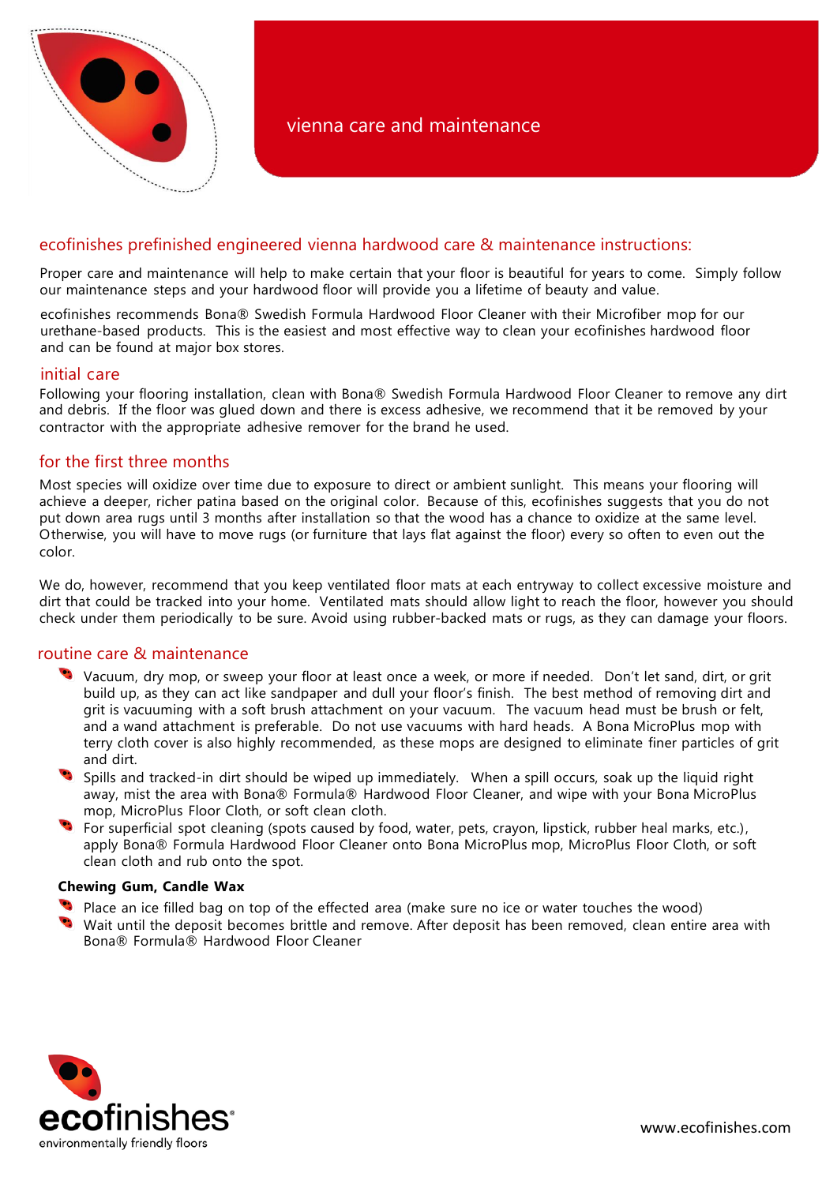# vienna care and maintenance

## ecofinishes prefinished engineered vienna hardwood care & maintenance instructions:

Proper care and maintenance will help to make certain that your floor is beautiful for years to come. Simply follow our maintenance steps and your hardwood floor will provide you a lifetime of beauty and value.

ecofinishes recommends Bona® Swedish Formula Hardwood Floor Cleaner with their Microfiber mop for our urethane-based products. This is the easiest and most effective way to clean your ecofinishes hardwood floor and can be found at major box stores.

## initial care

Following your flooring installation, clean with Bona® Swedish Formula Hardwood Floor Cleaner to remove any dirt and debris. If the floor was glued down and there is excess adhesive, we recommend that it be removed by your contractor with the appropriate adhesive remover for the brand he used.

## for the first three months

Most species will oxidize over time due to exposure to direct or ambient sunlight. This means your flooring will achieve a deeper, richer patina based on the original color. Because of this, ecofinishes suggests that you do not put down area rugs until 3 months after installation so that the wood has a chance to oxidize at the same level. Otherwise, you will have to move rugs (or furniture that lays flat against the floor) every so often to even out the color.

We do, however, recommend that you keep ventilated floor mats at each entryway to collect excessive moisture and dirt that could be tracked into your home. Ventilated mats should allow light to reach the floor, however you should check under them periodically to be sure. Avoid using rubber-backed mats or rugs, as they can damage your floors.

## routine care & maintenance

- Vacuum, dry mop, or sweep your floor at least once a week, or more if needed. Don't let sand, dirt, or grit build up, as they can act like sandpaper and dull your floor's finish. The best method of removing dirt and grit is vacuuming with a soft brush attachment on your vacuum. The vacuum head must be brush or felt, and a wand attachment is preferable. Do not use vacuums with hard heads. A Bona MicroPlus mop with terry cloth cover is also highly recommended, as these mops are designed to eliminate finer particles of grit and dirt.
- Spills and tracked-in dirt should be wiped up immediately. When a spill occurs, soak up the liquid right away, mist the area with Bona® Formula® Hardwood Floor Cleaner, and wipe with your Bona MicroPlus mop, MicroPlus Floor Cloth, or soft clean cloth.
- For superficial spot cleaning (spots caused by food, water, pets, crayon, lipstick, rubber heal marks, etc.), apply Bona® Formula® Hardwood Floor Cleaner onto Bona MicroPlus mop, MicroPlus Floor Cloth, or soft clean cloth and rub onto the spot.

**Chewing Gum, Candle Wax**

- Place an ice filled bag on top of the effected area (make sure no ice or water touches the wood)
- Wait until the deposit becomes brittle and remove. After deposit has been removed, clean entire area with Bona® Formula® Hardwood Floor Cleaner

ecofinishes
environmentally friendly floors

www.ecofinishes.com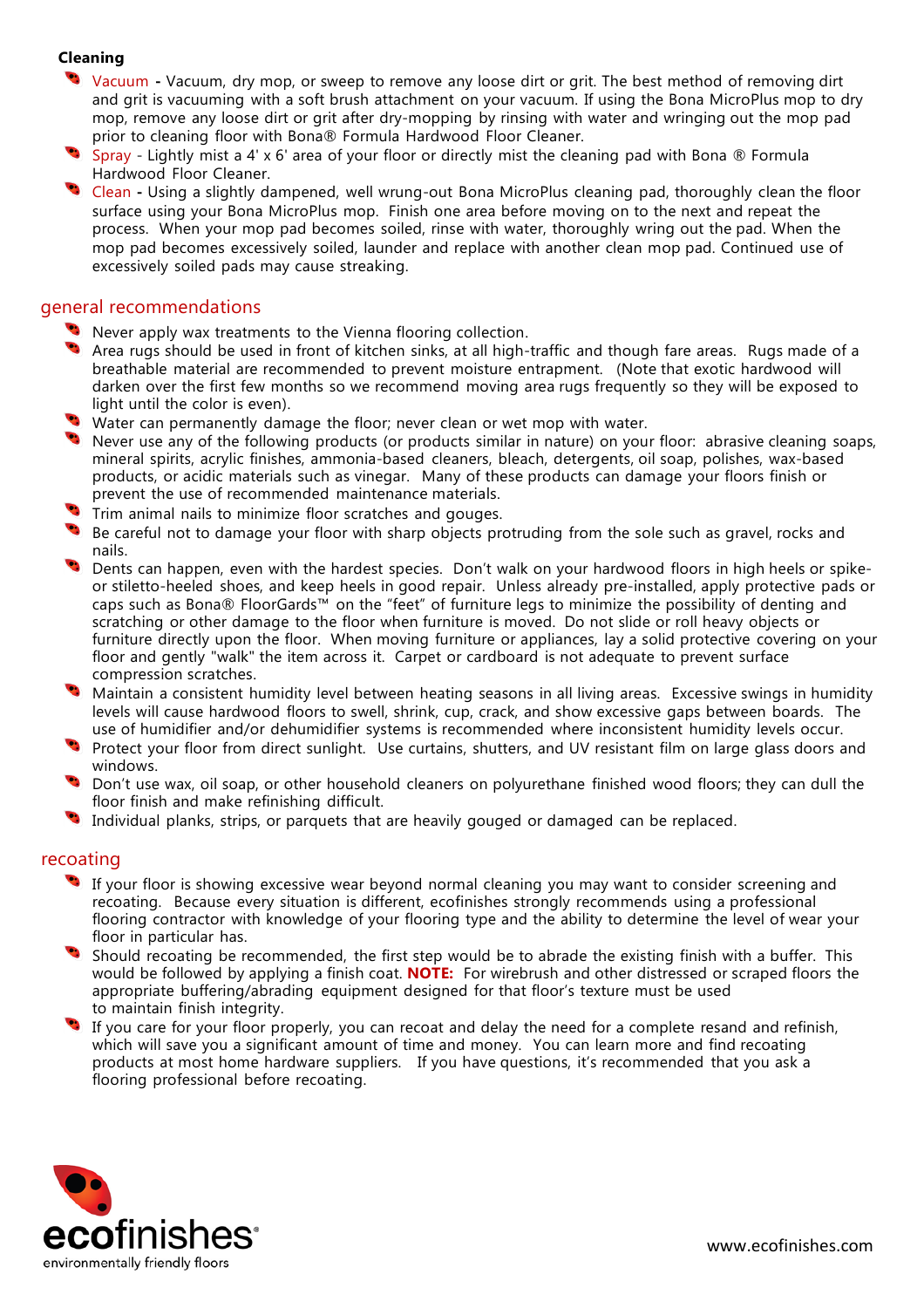**Cleaning**

- Vacuum - Vacuum, dry mop, or sweep to remove any loose dirt or grit. The best method of removing dirt and grit is vacuuming with a soft brush attachment on your vacuum. If using the Bona MicroPlus mop to dry mop, remove any loose dirt or grit after dry-mopping by rinsing with water and wringing out the mop pad prior to cleaning floor with Bona® Formula Hardwood Floor Cleaner.
- Spray - Lightly mist a 4' x 6' area of your floor or directly mist the cleaning pad with Bona ® Formula Hardwood Floor Cleaner.
- Clean - Using a slightly dampened, well wrung-out Bona MicroPlus cleaning pad, thoroughly clean the floor surface using your Bona MicroPlus mop. Finish one area before moving on to the next and repeat the process. When your mop pad becomes soiled, rinse with water, thoroughly wring out the pad. When the mop pad becomes excessively soiled, launder and replace with another clean mop pad. Continued use of excessively soiled pads may cause streaking.

## general recommendations

- Never apply wax treatments to the Vienna flooring collection.
- Area rugs should be used in front of kitchen sinks, at all high-traffic and though fare areas. Rugs made of a breathable material are recommended to prevent moisture entrapment. (Note that exotic hardwood will darken over the first few months so we recommend moving area rugs frequently so they will be exposed to light until the color is even).
- Water can permanently damage the floor; never clean or wet mop with water.
- Never use any of the following products (or products similar in nature) on your floor: abrasive cleaning soaps, mineral spirits, acrylic finishes, ammonia-based cleaners, bleach, detergents, oil soap, polishes, wax-based products, or acidic materials such as vinegar. Many of these products can damage your floors finish or prevent the use of recommended maintenance materials.
- Trim animal nails to minimize floor scratches and gouges.
- Be careful not to damage your floor with sharp objects protruding from the sole such as gravel, rocks and nails.
- Dents can happen, even with the hardest species. Don't walk on your hardwood floors in high heels or spike- or stiletto-heeled shoes, and keep heels in good repair. Unless already pre-installed, apply protective pads or caps such as Bona® FloorGards™ on the "feet" of furniture legs to minimize the possibility of denting and scratching or other damage to the floor when furniture is moved. Do not slide or roll heavy objects or furniture directly upon the floor. When moving furniture or appliances, lay a solid protective covering on your floor and gently "walk" the item across it. Carpet or cardboard is not adequate to prevent surface compression scratches.
- Maintain a consistent humidity level between heating seasons in all living areas. Excessive swings in humidity levels will cause hardwood floors to swell, shrink, cup, crack, and show excessive gaps between boards. The use of humidifier and/or dehumidifier systems is recommended where inconsistent humidity levels occur.
- Protect your floor from direct sunlight. Use curtains, shutters, and UV resistant film on large glass doors and windows.
- Don't use wax, oil soap, or other household cleaners on polyurethane finished wood floors; they can dull the floor finish and make refinishing difficult.
- Individual planks, strips, or parquets that are heavily gouged or damaged can be replaced.

## recoating

- If your floor is showing excessive wear beyond normal cleaning you may want to consider screening and recoating. Because every situation is different, ecofinishes strongly recommends using a professional flooring contractor with knowledge of your flooring type and the ability to determine the level of wear your floor in particular has.
- Should recoating be recommended, the first step would be to abrade the existing finish with a buffer. This would be followed by applying a finish coat. **NOTE:** For wirebrush and other distressed or scraped floors the appropriate buffering/abrading equipment designed for that floor's texture must be used to maintain finish integrity.
- If you care for your floor properly, you can recoat and delay the need for a complete resand and refinish, which will save you a significant amount of time and money. You can learn more and find recoating products at most home hardware suppliers. If you have questions, it's recommended that you ask a flooring professional before recoating.

ecofinishes
environmentally friendly floors

www.ecofinishes.com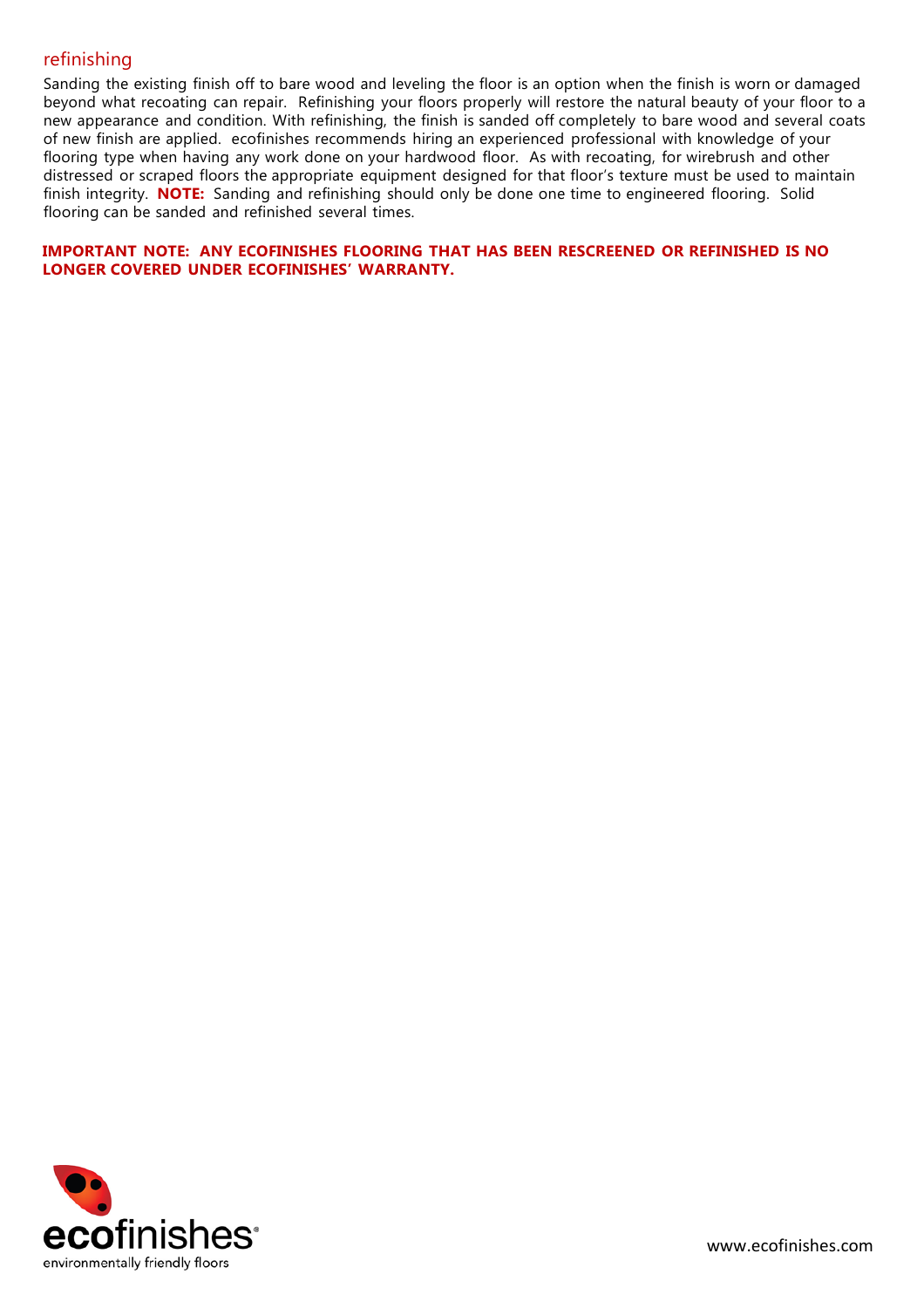## refinishing

Sanding the existing finish off to bare wood and leveling the floor is an option when the finish is worn or damaged beyond what recoating can repair. Refinishing your floors properly will restore the natural beauty of your floor to a new appearance and condition. With refinishing, the finish is sanded off completely to bare wood and several coats of new finish are applied. ecofinishes recommends hiring an experienced professional with knowledge of your flooring type when having any work done on your hardwood floor. As with recoating, for wirebrush and other distressed or scraped floors the appropriate equipment designed for that floor's texture must be used to maintain finish integrity. **NOTE:** Sanding and refinishing should only be done one time to engineered flooring. Solid flooring can be sanded and refinished several times.

**IMPORTANT NOTE: ANY ECOFINISHES FLOORING THAT HAS BEEN RESCREENED OR REFINISHED IS NO LONGER COVERED UNDER ECOFINISHES' WARRANTY.**

ecofinishes®
environmentally friendly floors

www.ecofinishes.com